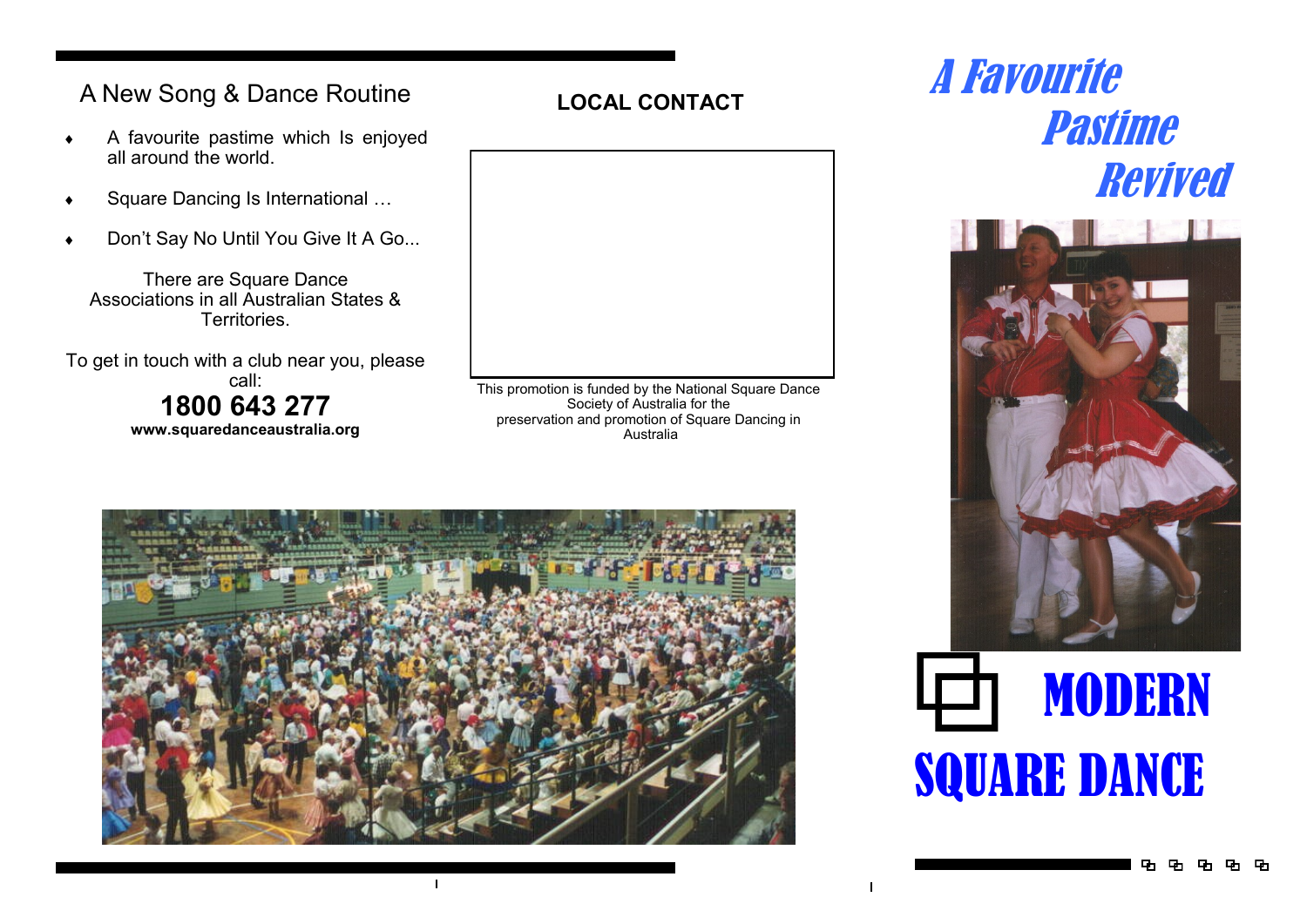## A New Song & Dance Routine

- A favourite pastime which Is enjoyed all around the world.
- Square Dancing Is International …
- Don't Say No Until You Give It A Go...

There are Square Dance Associations in all Australian States & Territories.

To get in touch with a club near you, please call:

**1800 643 277**

**www.squaredanceaustralia.org**

**LOCAL CONTACT**

This promotion is funded by the National Square Dance Society of Australia for the preservation and promotion of Square Dancing in Australia

# *A Favourite Pastime Revived*

# MODERN SQUARE DANCE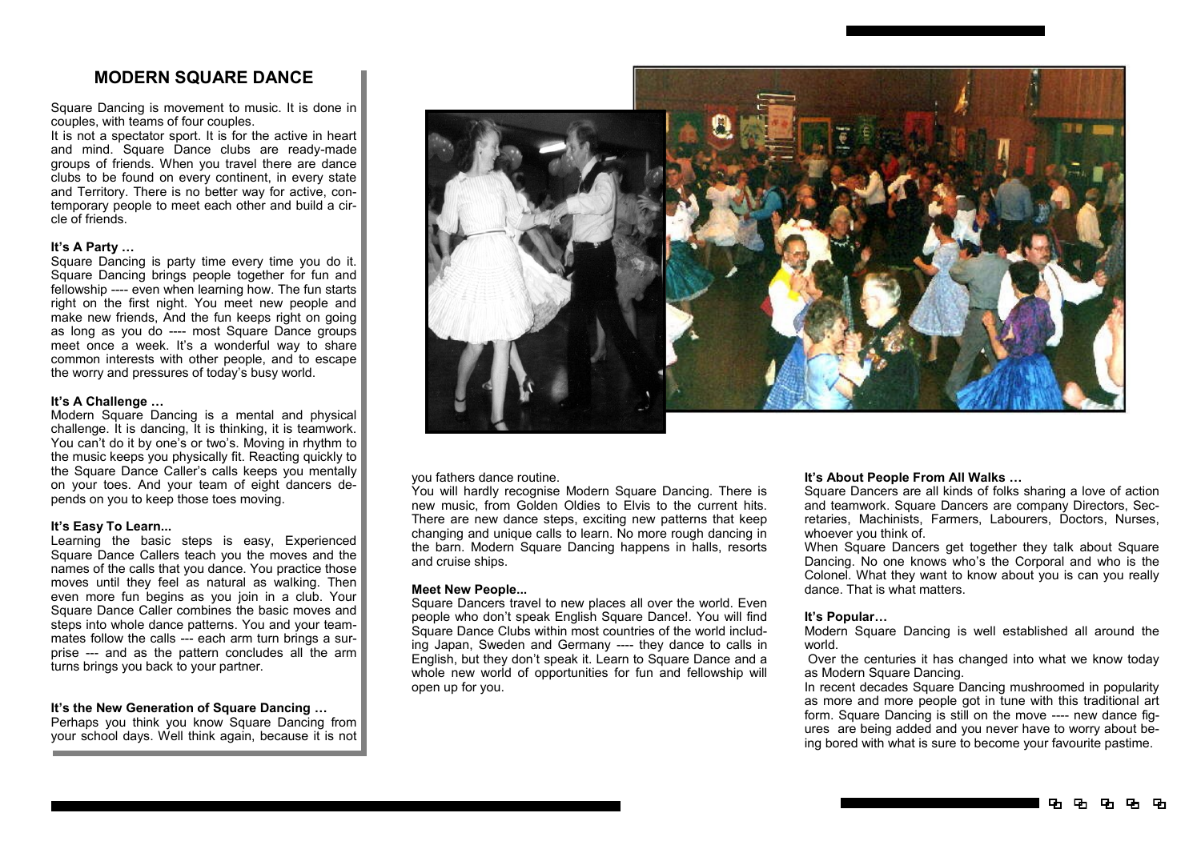## MODERN SQUARE DANCE

Square Dancing is movement to music. It is done in couples, with teams of four couples.

It is not a spectator sport. It is for the active in heart and mind. Square Dance clubs are ready-made groups of friends. When you travel there are dance clubs to be found on every continent, in every state and Territory. There is no better way for active, contemporary people to meet each other and build a circle of friends.

**It's A Party …**

Square Dancing is party time every time you do it. Square Dancing brings people together for fun and fellowship ---- even when learning how. The fun starts right on the first night. You meet new people and make new friends, And the fun keeps right on going as long as you do ---- most Square Dance groups meet once a week. It's a wonderful way to share common interests with other people, and to escape the worry and pressures of today's busy world.

**It's A Challenge …**

Modern Square Dancing is a mental and physical challenge. It is dancing, It is thinking, it is teamwork. You can't do it by one's or two's. Moving in rhythm to the music keeps you physically fit. Reacting quickly to the Square Dance Caller's calls keeps you mentally on your toes. And your team of eight dancers depends on you to keep those toes moving.

**It's Easy To Learn...**

Learning the basic steps is easy, Experienced Square Dance Callers teach you the moves and the names of the calls that you dance. You practice those moves until they feel as natural as walking. Then even more fun begins as you join in a club. Your Square Dance Caller combines the basic moves and steps into whole dance patterns. You and your teammates follow the calls --- each arm turn brings a surprise --- and as the pattern concludes all the arm turns brings you back to your partner.

**It's the New Generation of Square Dancing …**

Perhaps you think you know Square Dancing from your school days. Well think again, because it is not you fathers dance routine.

You will hardly recognise Modern Square Dancing. There is new music, from Golden Oldies to Elvis to the current hits. There are new dance steps, exciting new patterns that keep changing and unique calls to learn. No more rough dancing in the barn. Modern Square Dancing happens in halls, resorts and cruise ships.

**Meet New People...**

Square Dancers travel to new places all over the world. Even people who don't speak English Square Dance!. You will find Square Dance Clubs within most countries of the world including Japan, Sweden and Germany ---- they dance to calls in English, but they don't speak it. Learn to Square Dance and a whole new world of opportunities for fun and fellowship will open up for you.

**It's About People From All Walks …**

Square Dancers are all kinds of folks sharing a love of action and teamwork. Square Dancers are company Directors, Secretaries, Machinists, Farmers, Labourers, Doctors, Nurses, whoever you think of.

When Square Dancers get together they talk about Square Dancing. No one knows who's the Corporal and who is the Colonel. What they want to know about you is can you really dance. That is what matters.

**It's Popular…**

Modern Square Dancing is well established all around the world.

Over the centuries it has changed into what we know today as Modern Square Dancing.

In recent decades Square Dancing mushroomed in popularity as more and more people got in tune with this traditional art form. Square Dancing is still on the move ---- new dance figures are being added and you never have to worry about being bored with what is sure to become your favourite pastime.